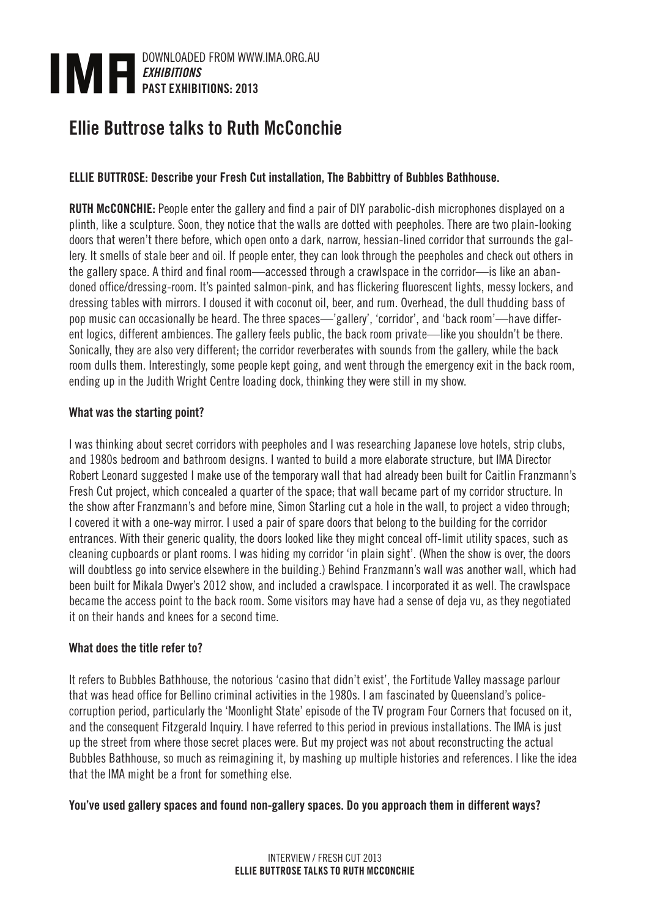# Ellie Buttrose talks to Ruth McConchie

**ELLIE BUTTROSE: Describe your Fresh Cut installation, The Babbittry of Bubbles Bathhouse.**

**RUTH McCONCHIE:** People enter the gallery and find a pair of DIY parabolic-dish microphones displayed on a plinth, like a sculpture. Soon, they notice that the walls are dotted with peepholes. There are two plain-looking doors that weren't there before, which open onto a dark, narrow, hessian-lined corridor that surrounds the gallery. It smells of stale beer and oil. If people enter, they can look through the peepholes and check out others in the gallery space. A third and final room—accessed through a crawlspace in the corridor—is like an abandoned office/dressing-room. It's painted salmon-pink, and has flickering fluorescent lights, messy lockers, and dressing tables with mirrors. I doused it with coconut oil, beer, and rum. Overhead, the dull thudding bass of pop music can occasionally be heard. The three spaces—'gallery', 'corridor', and 'back room'—have different logics, different ambiences. The gallery feels public, the back room private—like you shouldn't be there. Sonically, they are also very different; the corridor reverberates with sounds from the gallery, while the back room dulls them. Interestingly, some people kept going, and went through the emergency exit in the back room, ending up in the Judith Wright Centre loading dock, thinking they were still in my show.

**What was the starting point?**

I was thinking about secret corridors with peepholes and I was researching Japanese love hotels, strip clubs, and 1980s bedroom and bathroom designs. I wanted to build a more elaborate structure, but IMA Director Robert Leonard suggested I make use of the temporary wall that had already been built for Caitlin Franzmann's Fresh Cut project, which concealed a quarter of the space; that wall became part of my corridor structure. In the show after Franzmann's and before mine, Simon Starling cut a hole in the wall, to project a video through; I covered it with a one-way mirror. I used a pair of spare doors that belong to the building for the corridor entrances. With their generic quality, the doors looked like they might conceal off-limit utility spaces, such as cleaning cupboards or plant rooms. I was hiding my corridor 'in plain sight'. (When the show is over, the doors will doubtless go into service elsewhere in the building.) Behind Franzmann's wall was another wall, which had been built for Mikala Dwyer's 2012 show, and included a crawlspace. I incorporated it as well. The crawlspace became the access point to the back room. Some visitors may have had a sense of deja vu, as they negotiated it on their hands and knees for a second time.

**What does the title refer to?**

It refers to Bubbles Bathhouse, the notorious 'casino that didn't exist', the Fortitude Valley massage parlour that was head office for Bellino criminal activities in the 1980s. I am fascinated by Queensland's police-corruption period, particularly the 'Moonlight State' episode of the TV program Four Corners that focused on it, and the consequent Fitzgerald Inquiry. I have referred to this period in previous installations. The IMA is just up the street from where those secret places were. But my project was not about reconstructing the actual Bubbles Bathhouse, so much as reimagining it, by mashing up multiple histories and references. I like the idea that the IMA might be a front for something else.

**You've used gallery spaces and found non-gallery spaces. Do you approach them in different ways?**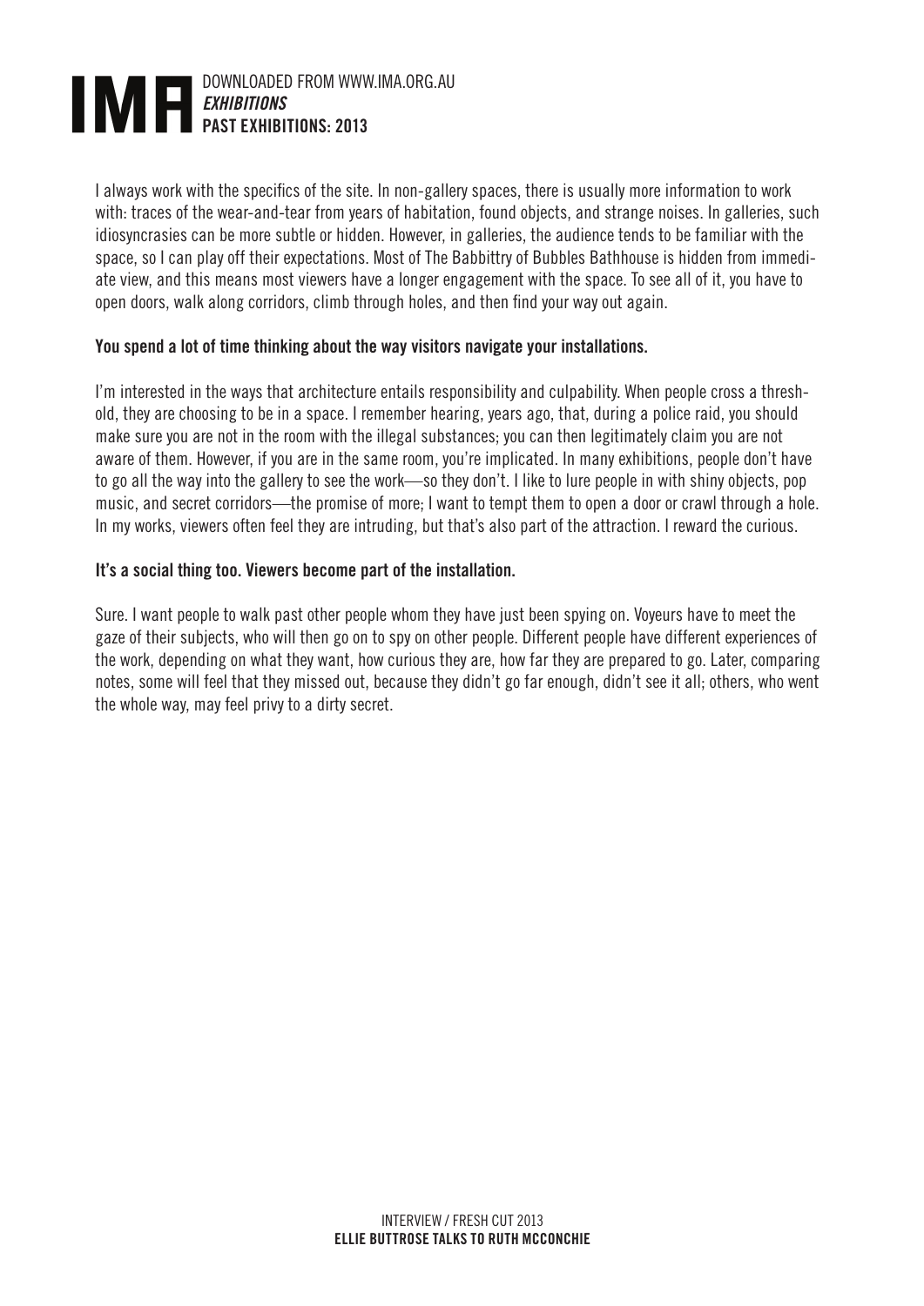I always work with the specifics of the site. In non-gallery spaces, there is usually more information to work with: traces of the wear-and-tear from years of habitation, found objects, and strange noises. In galleries, such idiosyncrasies can be more subtle or hidden. However, in galleries, the audience tends to be familiar with the space, so I can play off their expectations. Most of The Babbittry of Bubbles Bathhouse is hidden from immediate view, and this means most viewers have a longer engagement with the space. To see all of it, you have to open doors, walk along corridors, climb through holes, and then find your way out again.

**You spend a lot of time thinking about the way visitors navigate your installations.**

I'm interested in the ways that architecture entails responsibility and culpability. When people cross a threshold, they are choosing to be in a space. I remember hearing, years ago, that, during a police raid, you should make sure you are not in the room with the illegal substances; you can then legitimately claim you are not aware of them. However, if you are in the same room, you're implicated. In many exhibitions, people don't have to go all the way into the gallery to see the work—so they don't. I like to lure people in with shiny objects, pop music, and secret corridors—the promise of more; I want to tempt them to open a door or crawl through a hole. In my works, viewers often feel they are intruding, but that's also part of the attraction. I reward the curious.

**It's a social thing too. Viewers become part of the installation.**

Sure. I want people to walk past other people whom they have just been spying on. Voyeurs have to meet the gaze of their subjects, who will then go on to spy on other people. Different people have different experiences of the work, depending on what they want, how curious they are, how far they are prepared to go. Later, comparing notes, some will feel that they missed out, because they didn't go far enough, didn't see it all; others, who went the whole way, may feel privy to a dirty secret.